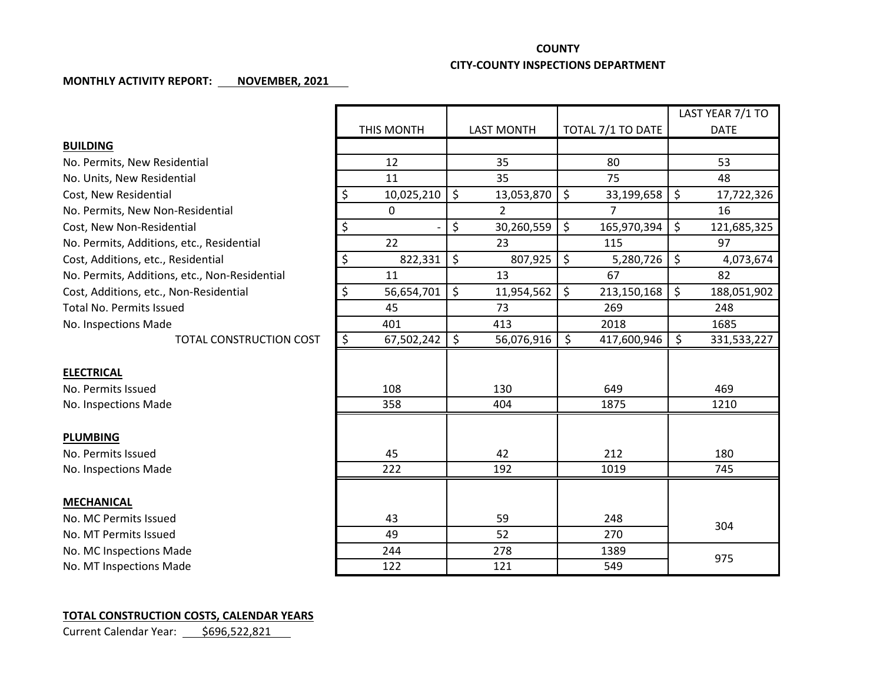**COUNTY**

**CITY-COUNTY INSPECTIONS DEPARTMENT**

**MONTHLY ACTIVITY REPORT: NOVEMBER, 2021**

| | THIS MONTH | LAST MONTH | TOTAL 7/1 TO DATE | LAST YEAR 7/1 TO DATE |
|---|---|---|---|---|
| **BUILDING** | | | | |
| No. Permits, New Residential | 12 | 35 | 80 | 53 |
| No. Units, New Residential | 11 | 35 | 75 | 48 |
| Cost, New Residential | $ 10,025,210 | $ 13,053,870 | $ 33,199,658 | $ 17,722,326 |
| No. Permits, New Non-Residential | 0 | 2 | 7 | 16 |
| Cost, New Non-Residential | $ - | $ 30,260,559 | $ 165,970,394 | $ 121,685,325 |
| No. Permits, Additions, etc., Residential | 22 | 23 | 115 | 97 |
| Cost, Additions, etc., Residential | $ 822,331 | $ 807,925 | $ 5,280,726 | $ 4,073,674 |
| No. Permits, Additions, etc., Non-Residential | 11 | 13 | 67 | 82 |
| Cost, Additions, etc., Non-Residential | $ 56,654,701 | $ 11,954,562 | $ 213,150,168 | $ 188,051,902 |
| Total No. Permits Issued | 45 | 73 | 269 | 248 |
| No. Inspections Made | 401 | 413 | 2018 | 1685 |
| TOTAL CONSTRUCTION COST | $ 67,502,242 | $ 56,076,916 | $ 417,600,946 | $ 331,533,227 |
| **ELECTRICAL** | | | | |
| No. Permits Issued | 108 | 130 | 649 | 469 |
| No. Inspections Made | 358 | 404 | 1875 | 1210 |
| **PLUMBING** | | | | |
| No. Permits Issued | 45 | 42 | 212 | 180 |
| No. Inspections Made | 222 | 192 | 1019 | 745 |
| **MECHANICAL** | | | | |
| No. MC Permits Issued | 43 | 59 | 248 | 304 |
| No. MT Permits Issued | 49 | 52 | 270 | |
| No. MC Inspections Made | 244 | 278 | 1389 | 975 |
| No. MT Inspections Made | 122 | 121 | 549 | |

**TOTAL CONSTRUCTION COSTS, CALENDAR YEARS**

Current Calendar Year: $696,522,821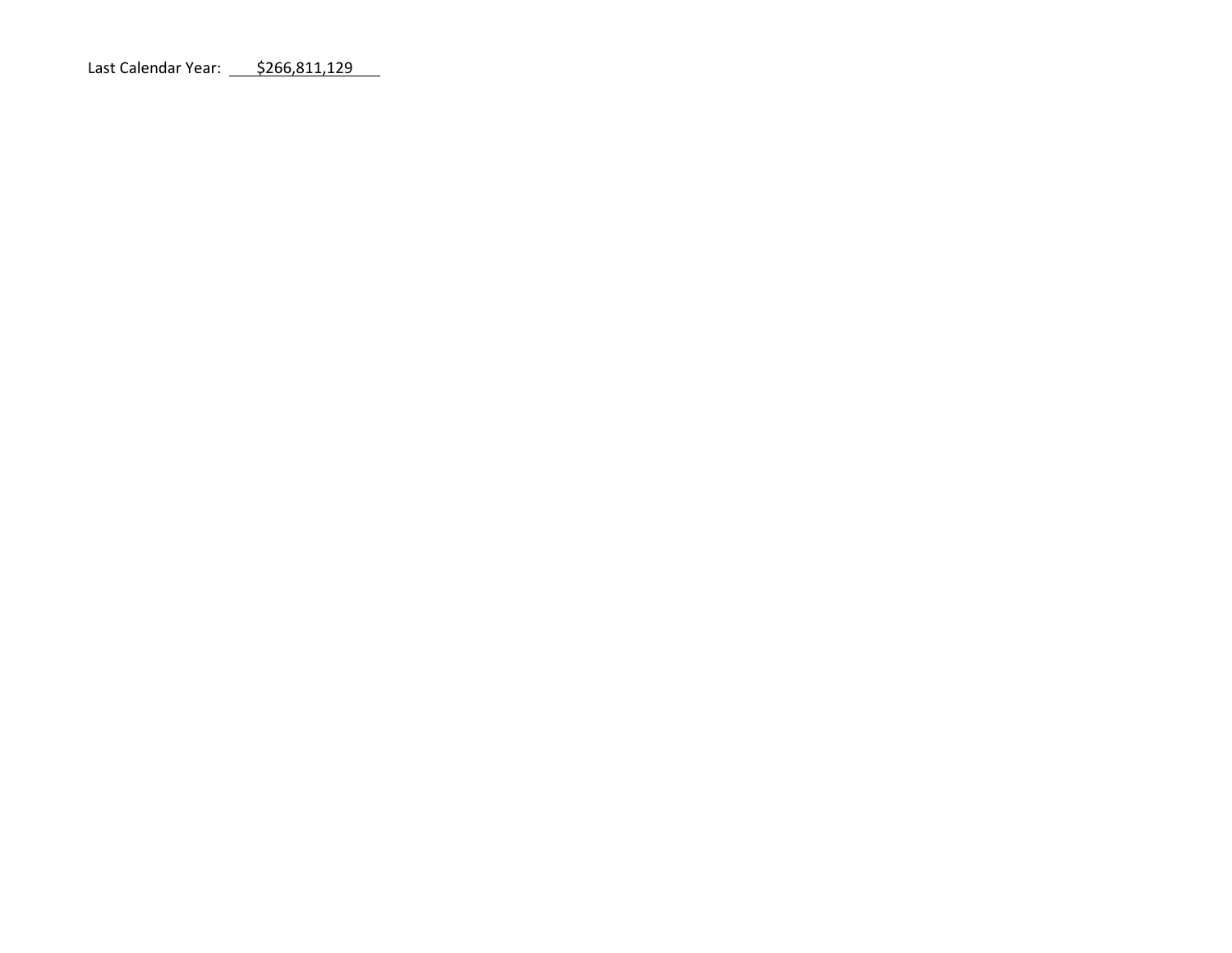Last Calendar Year: $266,811,129